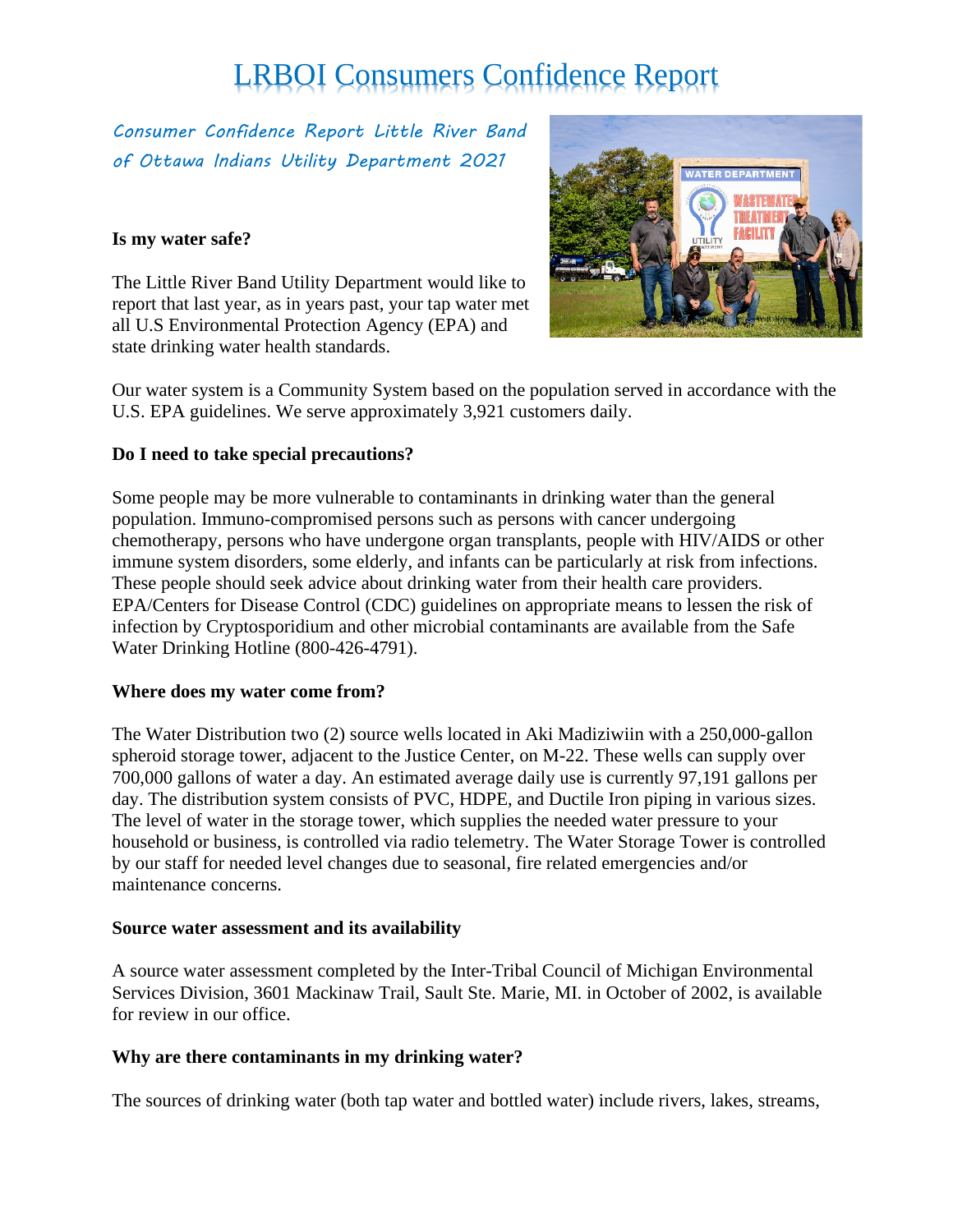# LRBOI Consumers Confidence Report

*Consumer Confidence Report Little River Band of Ottawa Indians Utility Department 2021*

**Is my water safe?**

The Little River Band Utility Department would like to report that last year, as in years past, your tap water met all U.S Environmental Protection Agency (EPA) and state drinking water health standards.

Our water system is a Community System based on the population served in accordance with the U.S. EPA guidelines. We serve approximately 3,921 customers daily.

**Do I need to take special precautions?**

Some people may be more vulnerable to contaminants in drinking water than the general population. Immuno-compromised persons such as persons with cancer undergoing chemotherapy, persons who have undergone organ transplants, people with HIV/AIDS or other immune system disorders, some elderly, and infants can be particularly at risk from infections. These people should seek advice about drinking water from their health care providers. EPA/Centers for Disease Control (CDC) guidelines on appropriate means to lessen the risk of infection by Cryptosporidium and other microbial contaminants are available from the Safe Water Drinking Hotline (800-426-4791).

**Where does my water come from?**

The Water Distribution two (2) source wells located in Aki Madiziwiin with a 250,000-gallon spheroid storage tower, adjacent to the Justice Center, on M-22. These wells can supply over 700,000 gallons of water a day. An estimated average daily use is currently 97,191 gallons per day. The distribution system consists of PVC, HDPE, and Ductile Iron piping in various sizes. The level of water in the storage tower, which supplies the needed water pressure to your household or business, is controlled via radio telemetry. The Water Storage Tower is controlled by our staff for needed level changes due to seasonal, fire related emergencies and/or maintenance concerns.

**Source water assessment and its availability**

A source water assessment completed by the Inter-Tribal Council of Michigan Environmental Services Division, 3601 Mackinaw Trail, Sault Ste. Marie, MI. in October of 2002, is available for review in our office.

**Why are there contaminants in my drinking water?**

The sources of drinking water (both tap water and bottled water) include rivers, lakes, streams,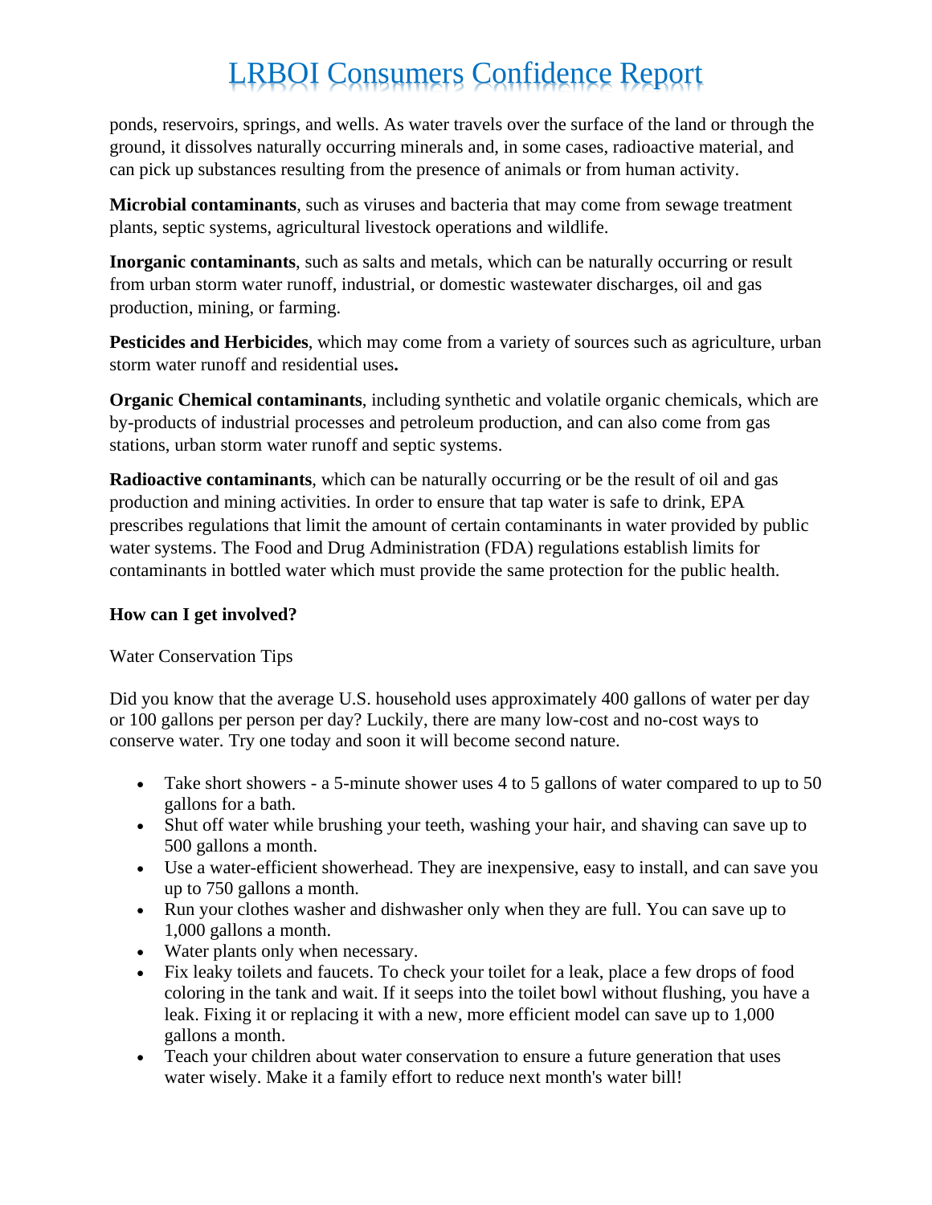ponds, reservoirs, springs, and wells. As water travels over the surface of the land or through the ground, it dissolves naturally occurring minerals and, in some cases, radioactive material, and can pick up substances resulting from the presence of animals or from human activity.

**Microbial contaminants**, such as viruses and bacteria that may come from sewage treatment plants, septic systems, agricultural livestock operations and wildlife.

**Inorganic contaminants**, such as salts and metals, which can be naturally occurring or result from urban storm water runoff, industrial, or domestic wastewater discharges, oil and gas production, mining, or farming.

**Pesticides and Herbicides**, which may come from a variety of sources such as agriculture, urban storm water runoff and residential uses**.**

**Organic Chemical contaminants**, including synthetic and volatile organic chemicals, which are by-products of industrial processes and petroleum production, and can also come from gas stations, urban storm water runoff and septic systems.

**Radioactive contaminants**, which can be naturally occurring or be the result of oil and gas production and mining activities. In order to ensure that tap water is safe to drink, EPA prescribes regulations that limit the amount of certain contaminants in water provided by public water systems. The Food and Drug Administration (FDA) regulations establish limits for contaminants in bottled water which must provide the same protection for the public health.

**How can I get involved?**

Water Conservation Tips

Did you know that the average U.S. household uses approximately 400 gallons of water per day or 100 gallons per person per day? Luckily, there are many low-cost and no-cost ways to conserve water. Try one today and soon it will become second nature.

- Take short showers - a 5-minute shower uses 4 to 5 gallons of water compared to up to 50 gallons for a bath.
- Shut off water while brushing your teeth, washing your hair, and shaving can save up to 500 gallons a month.
- Use a water-efficient showerhead. They are inexpensive, easy to install, and can save you up to 750 gallons a month.
- Run your clothes washer and dishwasher only when they are full. You can save up to 1,000 gallons a month.
- Water plants only when necessary.
- Fix leaky toilets and faucets. To check your toilet for a leak, place a few drops of food coloring in the tank and wait. If it seeps into the toilet bowl without flushing, you have a leak. Fixing it or replacing it with a new, more efficient model can save up to 1,000 gallons a month.
- Teach your children about water conservation to ensure a future generation that uses water wisely. Make it a family effort to reduce next month's water bill!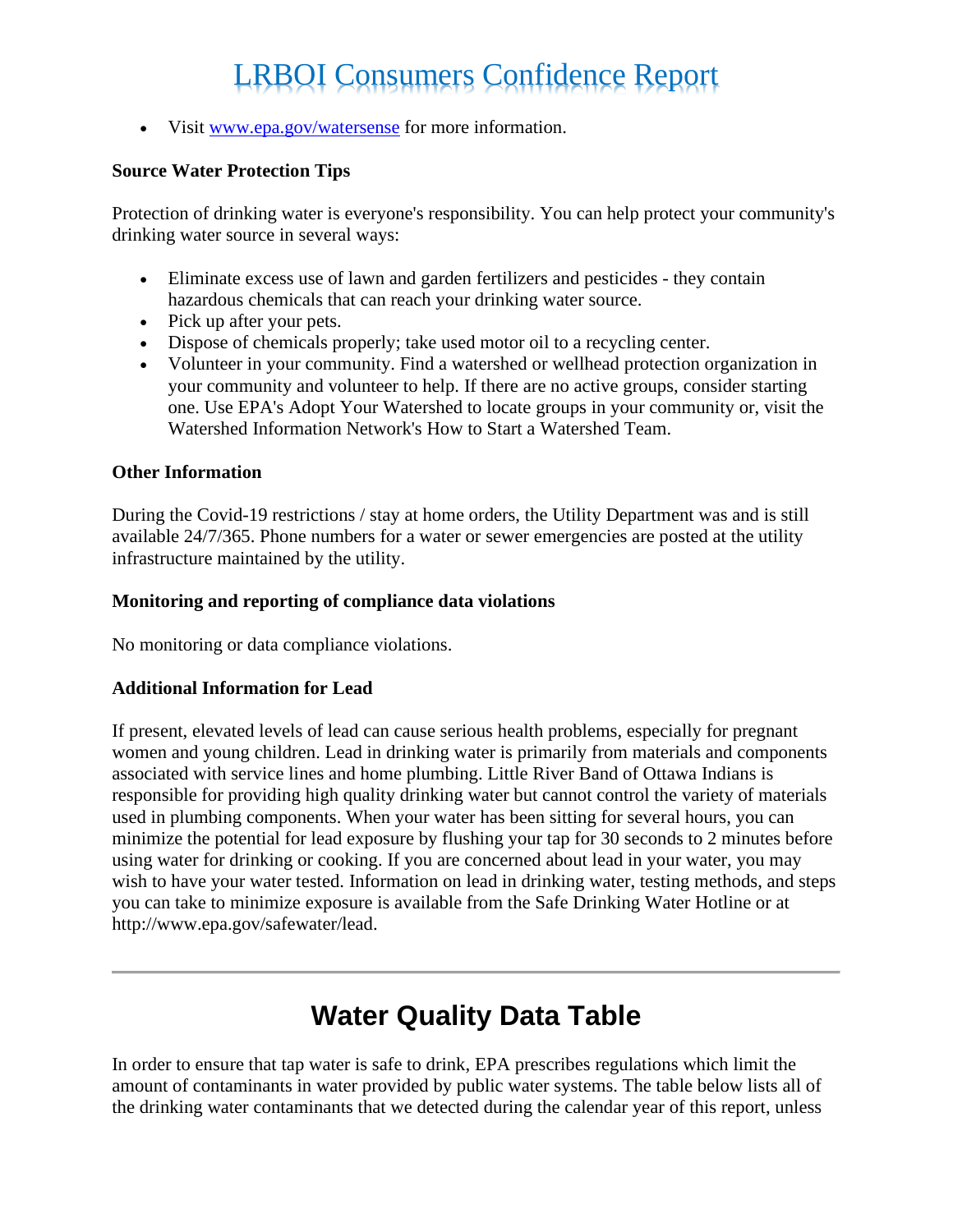- Visit [www.epa.gov/watersense](http://www.epa.gov/watersense) for more information.

**Source Water Protection Tips**

Protection of drinking water is everyone's responsibility. You can help protect your community's drinking water source in several ways:

- Eliminate excess use of lawn and garden fertilizers and pesticides - they contain hazardous chemicals that can reach your drinking water source.
- Pick up after your pets.
- Dispose of chemicals properly; take used motor oil to a recycling center.
- Volunteer in your community. Find a watershed or wellhead protection organization in your community and volunteer to help. If there are no active groups, consider starting one. Use EPA's Adopt Your Watershed to locate groups in your community or, visit the Watershed Information Network's How to Start a Watershed Team.

**Other Information**

During the Covid-19 restrictions / stay at home orders, the Utility Department was and is still available 24/7/365. Phone numbers for a water or sewer emergencies are posted at the utility infrastructure maintained by the utility.

**Monitoring and reporting of compliance data violations**

No monitoring or data compliance violations.

**Additional Information for Lead**

If present, elevated levels of lead can cause serious health problems, especially for pregnant women and young children. Lead in drinking water is primarily from materials and components associated with service lines and home plumbing. Little River Band of Ottawa Indians is responsible for providing high quality drinking water but cannot control the variety of materials used in plumbing components. When your water has been sitting for several hours, you can minimize the potential for lead exposure by flushing your tap for 30 seconds to 2 minutes before using water for drinking or cooking. If you are concerned about lead in your water, you may wish to have your water tested. Information on lead in drinking water, testing methods, and steps you can take to minimize exposure is available from the Safe Drinking Water Hotline or at http://www.epa.gov/safewater/lead.

---

## Water Quality Data Table

In order to ensure that tap water is safe to drink, EPA prescribes regulations which limit the amount of contaminants in water provided by public water systems. The table below lists all of the drinking water contaminants that we detected during the calendar year of this report, unless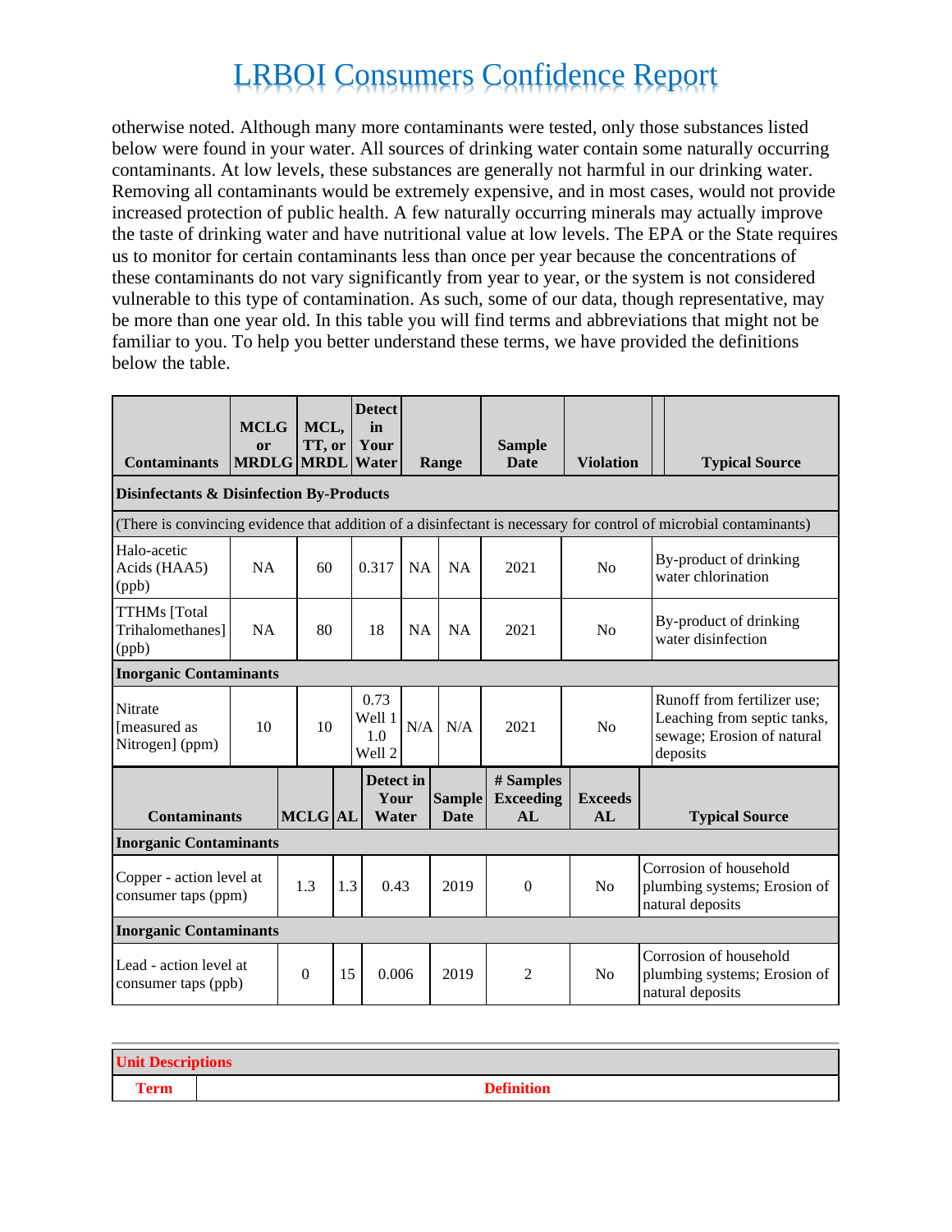otherwise noted. Although many more contaminants were tested, only those substances listed below were found in your water. All sources of drinking water contain some naturally occurring contaminants. At low levels, these substances are generally not harmful in our drinking water. Removing all contaminants would be extremely expensive, and in most cases, would not provide increased protection of public health. A few naturally occurring minerals may actually improve the taste of drinking water and have nutritional value at low levels. The EPA or the State requires us to monitor for certain contaminants less than once per year because the concentrations of these contaminants do not vary significantly from year to year, or the system is not considered vulnerable to this type of contamination. As such, some of our data, though representative, may be more than one year old. In this table you will find terms and abbreviations that might not be familiar to you. To help you better understand these terms, we have provided the definitions below the table.

| Contaminants | MCLG or MRDLG | MCL, TT, or MRDL | Detect in Your Water | Range | | Sample Date | Violation | Typical Source |
|---|---|---|---|---|---|---|---|---|
| **Disinfectants & Disinfection By-Products** | | | | | | | | |
| (There is convincing evidence that addition of a disinfectant is necessary for control of microbial contaminants) | | | | | | | | |
| Halo-acetic Acids (HAA5) (ppb) | NA | 60 | 0.317 | NA | NA | 2021 | No | By-product of drinking water chlorination |
| TTHMs [Total Trihalomethanes] (ppb) | NA | 80 | 18 | NA | NA | 2021 | No | By-product of drinking water disinfection |
| **Inorganic Contaminants** | | | | | | | | |
| Nitrate [measured as Nitrogen] (ppm) | 10 | 10 | 0.73 Well 1 1.0 Well 2 | N/A | N/A | 2021 | No | Runoff from fertilizer use; Leaching from septic tanks, sewage; Erosion of natural deposits |

| Contaminants | MCLG | AL | Detect in Your Water | Sample Date | # Samples Exceeding AL | Exceeds AL | Typical Source |
|---|---|---|---|---|---|---|---|
| **Inorganic Contaminants** | | | | | | | |
| Copper - action level at consumer taps (ppm) | 1.3 | 1.3 | 0.43 | 2019 | 0 | No | Corrosion of household plumbing systems; Erosion of natural deposits |
| **Inorganic Contaminants** | | | | | | | |
| Lead - action level at consumer taps (ppb) | 0 | 15 | 0.006 | 2019 | 2 | No | Corrosion of household plumbing systems; Erosion of natural deposits |

| Unit Descriptions | |
|---|---|
| **Term** | **Definition** |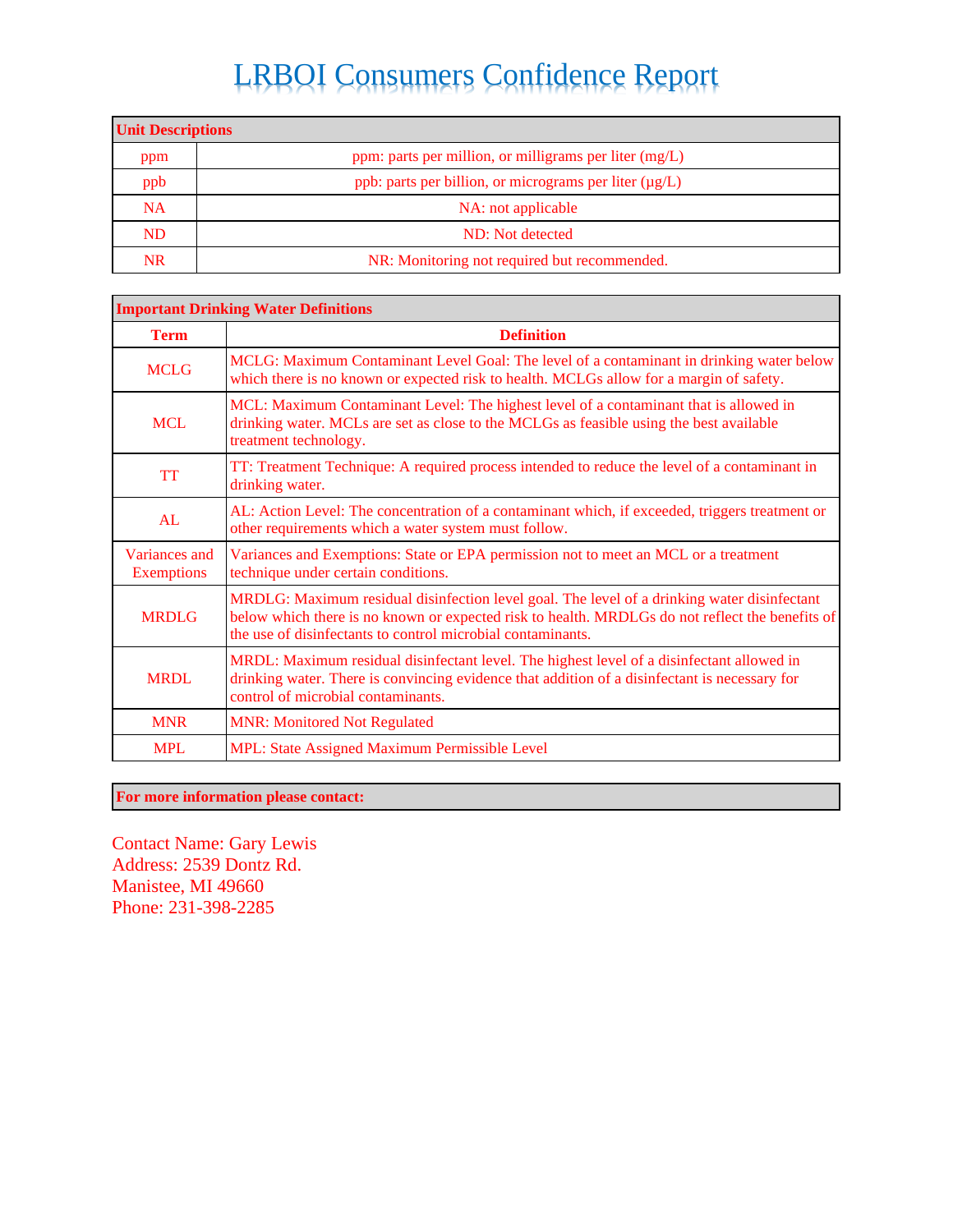# LRBOI Consumers Confidence Report

| Unit Descriptions | |
|---|---|
| ppm | ppm: parts per million, or milligrams per liter (mg/L) |
| ppb | ppb: parts per billion, or micrograms per liter (µg/L) |
| NA | NA: not applicable |
| ND | ND: Not detected |
| NR | NR: Monitoring not required but recommended. |

**Important Drinking Water Definitions**

| Term | Definition |
|---|---|
| MCLG | MCLG: Maximum Contaminant Level Goal: The level of a contaminant in drinking water below which there is no known or expected risk to health. MCLGs allow for a margin of safety. |
| MCL | MCL: Maximum Contaminant Level: The highest level of a contaminant that is allowed in drinking water. MCLs are set as close to the MCLGs as feasible using the best available treatment technology. |
| TT | TT: Treatment Technique: A required process intended to reduce the level of a contaminant in drinking water. |
| AL | AL: Action Level: The concentration of a contaminant which, if exceeded, triggers treatment or other requirements which a water system must follow. |
| Variances and Exemptions | Variances and Exemptions: State or EPA permission not to meet an MCL or a treatment technique under certain conditions. |
| MRDLG | MRDLG: Maximum residual disinfection level goal. The level of a drinking water disinfectant below which there is no known or expected risk to health. MRDLGs do not reflect the benefits of the use of disinfectants to control microbial contaminants. |
| MRDL | MRDL: Maximum residual disinfectant level. The highest level of a disinfectant allowed in drinking water. There is convincing evidence that addition of a disinfectant is necessary for control of microbial contaminants. |
| MNR | MNR: Monitored Not Regulated |
| MPL | MPL: State Assigned Maximum Permissible Level |

**For more information please contact:**

Contact Name: Gary Lewis
Address: 2539 Dontz Rd.
Manistee, MI 49660
Phone: 231-398-2285